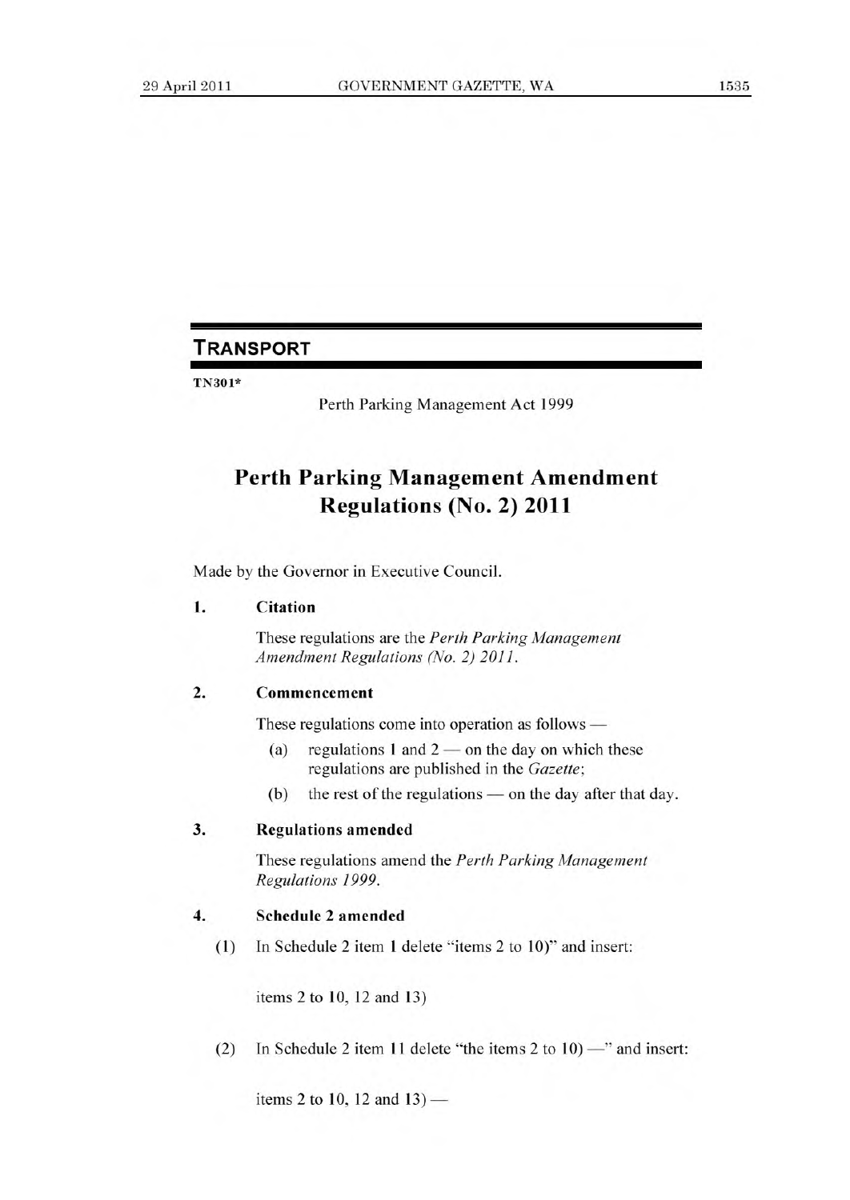## TRANSPORT

**TN301***

Perth Parking Management Act 1999

# Perth Parking Management Amendment Regulations (No. 2) 2011

Made by the Governor in Executive Council.

### 1. Citation

These regulations are the *Perth Parking Management Amendment Regulations (No. 2) 2011*.

### 2. Commencement

These regulations come into operation as follows —

(a) regulations 1 and 2 — on the day on which these regulations are published in the *Gazette*;

(b) the rest of the regulations — on the day after that day.

### 3. Regulations amended

These regulations amend the *Perth Parking Management Regulations 1999*.

### 4. Schedule 2 amended

(1) In Schedule 2 item 1 delete "items 2 to 10)" and insert:

items 2 to 10, 12 and 13)

(2) In Schedule 2 item 11 delete "the items 2 to 10) —" and insert:

items 2 to 10, 12 and 13) —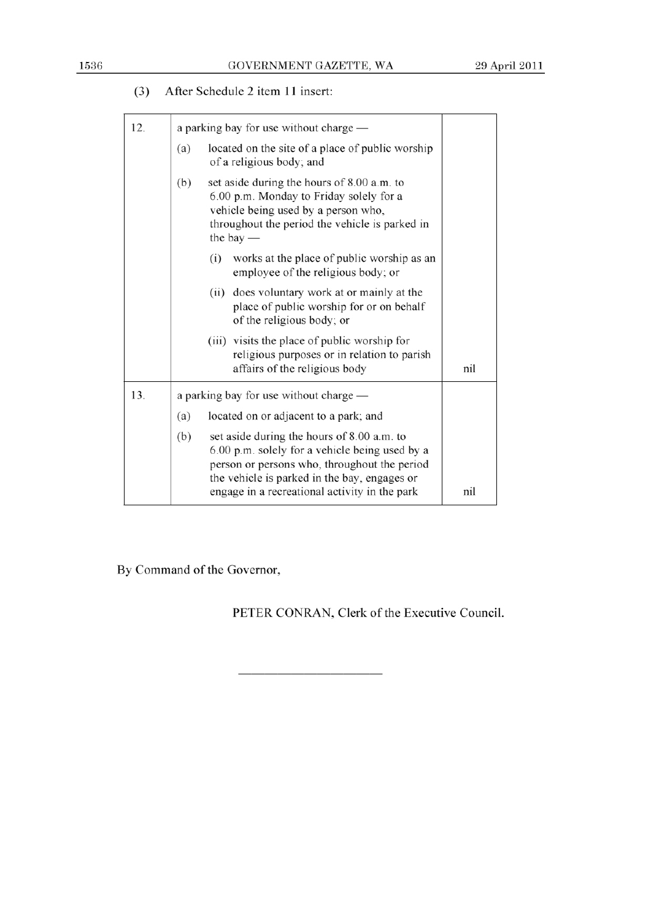(3) After Schedule 2 item 11 insert:

| | | |
|---|---|---|
| 12. | a parking bay for use without charge —<br>(a) located on the site of a place of public worship of a religious body; and<br>(b) set aside during the hours of 8.00 a.m. to 6.00 p.m. Monday to Friday solely for a vehicle being used by a person who, throughout the period the vehicle is parked in the bay —<br>(i) works at the place of public worship as an employee of the religious body; or<br>(ii) does voluntary work at or mainly at the place of public worship for or on behalf of the religious body; or<br>(iii) visits the place of public worship for religious purposes or in relation to parish affairs of the religious body | nil |
| 13. | a parking bay for use without charge —<br>(a) located on or adjacent to a park; and<br>(b) set aside during the hours of 8.00 a.m. to 6.00 p.m. solely for a vehicle being used by a person or persons who, throughout the period the vehicle is parked in the bay, engages or engage in a recreational activity in the park | nil |

By Command of the Governor,

PETER CONRAN, Clerk of the Executive Council.

---